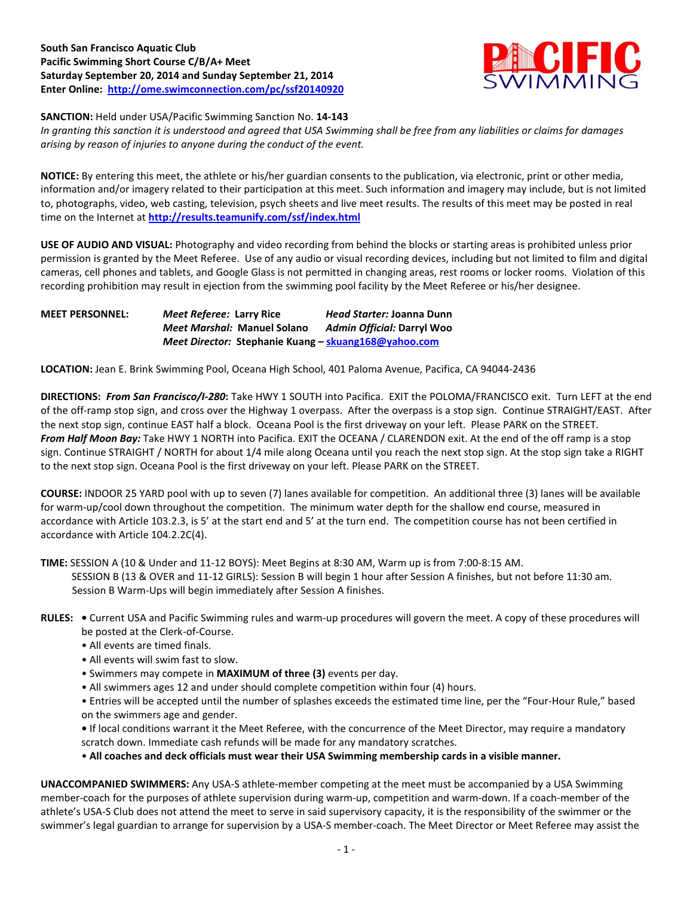**South San Francisco Aquatic Club**
**Pacific Swimming Short Course C/B/A+ Meet**
**Saturday September 20, 2014 and Sunday September 21, 2014**
**Enter Online: http://ome.swimconnection.com/pc/ssf20140920**

**SANCTION:** Held under USA/Pacific Swimming Sanction No. **14-143**
*In granting this sanction it is understood and agreed that USA Swimming shall be free from any liabilities or claims for damages arising by reason of injuries to anyone during the conduct of the event.*

**NOTICE:** By entering this meet, the athlete or his/her guardian consents to the publication, via electronic, print or other media, information and/or imagery related to their participation at this meet. Such information and imagery may include, but is not limited to, photographs, video, web casting, television, psych sheets and live meet results. The results of this meet may be posted in real time on the Internet at **http://results.teamunify.com/ssf/index.html**

**USE OF AUDIO AND VISUAL:** Photography and video recording from behind the blocks or starting areas is prohibited unless prior permission is granted by the Meet Referee. Use of any audio or visual recording devices, including but not limited to film and digital cameras, cell phones and tablets, and Google Glass is not permitted in changing areas, rest rooms or locker rooms. Violation of this recording prohibition may result in ejection from the swimming pool facility by the Meet Referee or his/her designee.

**MEET PERSONNEL:**
*Meet Referee:* Larry Rice — *Head Starter:* Joanna Dunn
*Meet Marshal:* Manuel Solano — *Admin Official:* Darryl Woo
*Meet Director:* Stephanie Kuang – skuang168@yahoo.com

**LOCATION:** Jean E. Brink Swimming Pool, Oceana High School, 401 Paloma Avenue, Pacifica, CA 94044-2436

**DIRECTIONS:** ***From San Francisco/I-280*:** Take HWY 1 SOUTH into Pacifica. EXIT the POLOMA/FRANCISCO exit. Turn LEFT at the end of the off-ramp stop sign, and cross over the Highway 1 overpass. After the overpass is a stop sign. Continue STRAIGHT/EAST. After the next stop sign, continue EAST half a block. Oceana Pool is the first driveway on your left. Please PARK on the STREET.
***From Half Moon Bay:*** Take HWY 1 NORTH into Pacifica. EXIT the OCEANA / CLARENDON exit. At the end of the off ramp is a stop sign. Continue STRAIGHT / NORTH for about 1/4 mile along Oceana until you reach the next stop sign. At the stop sign take a RIGHT to the next stop sign. Oceana Pool is the first driveway on your left. Please PARK on the STREET.

**COURSE:** INDOOR 25 YARD pool with up to seven (7) lanes available for competition. An additional three (3) lanes will be available for warm-up/cool down throughout the competition. The minimum water depth for the shallow end course, measured in accordance with Article 103.2.3, is 5' at the start end and 5' at the turn end. The competition course has not been certified in accordance with Article 104.2.2C(4).

**TIME:** SESSION A (10 & Under and 11-12 BOYS): Meet Begins at 8:30 AM, Warm up is from 7:00-8:15 AM.
SESSION B (13 & OVER and 11-12 GIRLS): Session B will begin 1 hour after Session A finishes, but not before 11:30 am.
Session B Warm-Ups will begin immediately after Session A finishes.

**RULES:**
- Current USA and Pacific Swimming rules and warm-up procedures will govern the meet. A copy of these procedures will be posted at the Clerk-of-Course.
- All events are timed finals.
- All events will swim fast to slow.
- Swimmers may compete in **MAXIMUM of three (3)** events per day.
- All swimmers ages 12 and under should complete competition within four (4) hours.
- Entries will be accepted until the number of splashes exceeds the estimated time line, per the "Four-Hour Rule," based on the swimmers age and gender.
- If local conditions warrant it the Meet Referee, with the concurrence of the Meet Director, may require a mandatory scratch down. Immediate cash refunds will be made for any mandatory scratches.
- **All coaches and deck officials must wear their USA Swimming membership cards in a visible manner.**

**UNACCOMPANIED SWIMMERS:** Any USA-S athlete-member competing at the meet must be accompanied by a USA Swimming member-coach for the purposes of athlete supervision during warm-up, competition and warm-down. If a coach-member of the athlete's USA-S Club does not attend the meet to serve in said supervisory capacity, it is the responsibility of the swimmer or the swimmer's legal guardian to arrange for supervision by a USA-S member-coach. The Meet Director or Meet Referee may assist the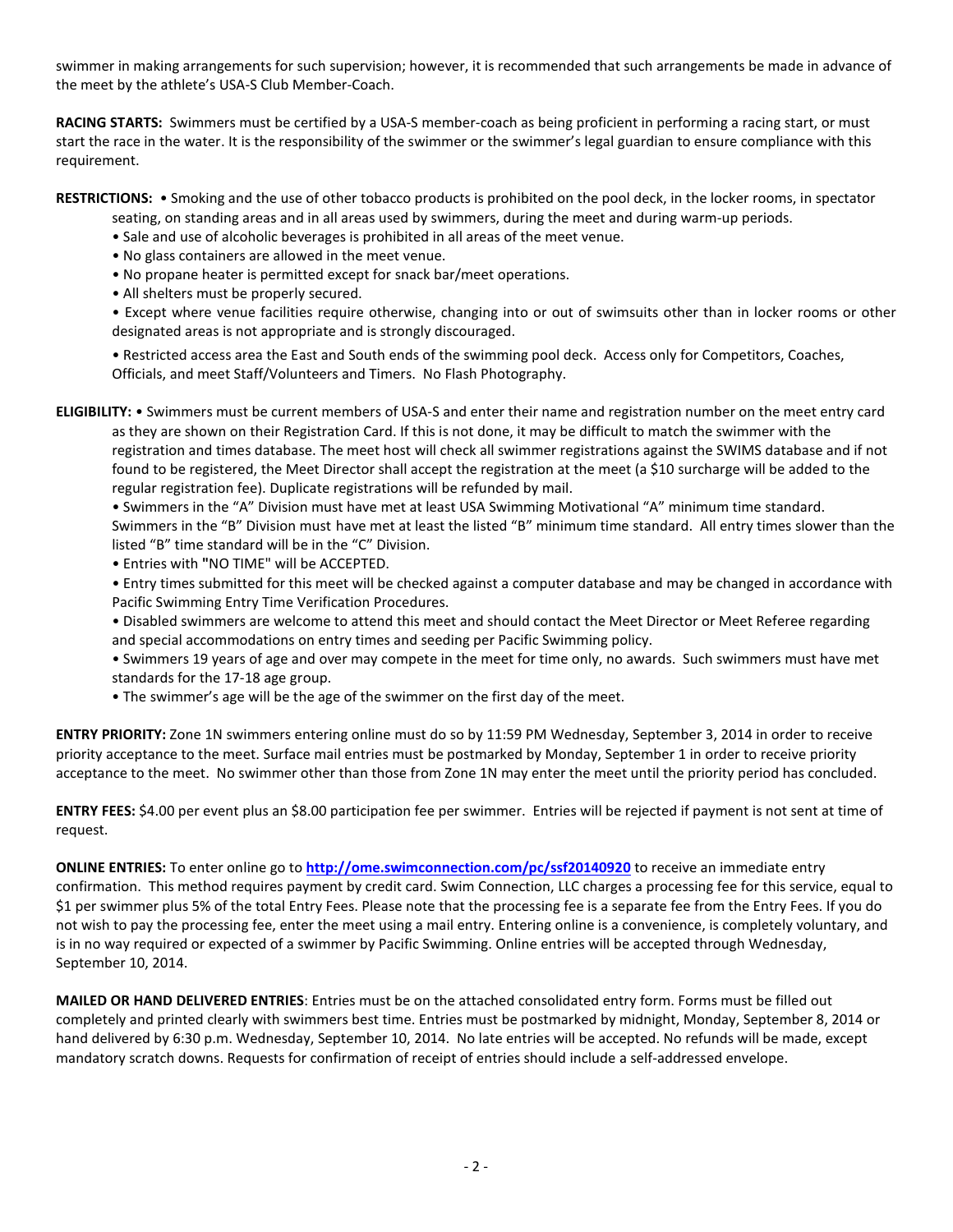swimmer in making arrangements for such supervision; however, it is recommended that such arrangements be made in advance of the meet by the athlete's USA-S Club Member-Coach.

**RACING STARTS:** Swimmers must be certified by a USA-S member-coach as being proficient in performing a racing start, or must start the race in the water. It is the responsibility of the swimmer or the swimmer's legal guardian to ensure compliance with this requirement.

**RESTRICTIONS:** • Smoking and the use of other tobacco products is prohibited on the pool deck, in the locker rooms, in spectator seating, on standing areas and in all areas used by swimmers, during the meet and during warm-up periods.

• Sale and use of alcoholic beverages is prohibited in all areas of the meet venue.
• No glass containers are allowed in the meet venue.
• No propane heater is permitted except for snack bar/meet operations.
• All shelters must be properly secured.
• Except where venue facilities require otherwise, changing into or out of swimsuits other than in locker rooms or other designated areas is not appropriate and is strongly discouraged.
• Restricted access area the East and South ends of the swimming pool deck. Access only for Competitors, Coaches, Officials, and meet Staff/Volunteers and Timers. No Flash Photography.

**ELIGIBILITY:** • Swimmers must be current members of USA-S and enter their name and registration number on the meet entry card as they are shown on their Registration Card. If this is not done, it may be difficult to match the swimmer with the registration and times database. The meet host will check all swimmer registrations against the SWIMS database and if not found to be registered, the Meet Director shall accept the registration at the meet (a $10 surcharge will be added to the regular registration fee). Duplicate registrations will be refunded by mail.

• Swimmers in the "A" Division must have met at least USA Swimming Motivational "A" minimum time standard. Swimmers in the "B" Division must have met at least the listed "B" minimum time standard. All entry times slower than the listed "B" time standard will be in the "C" Division.
• Entries with "NO TIME" will be ACCEPTED.
• Entry times submitted for this meet will be checked against a computer database and may be changed in accordance with Pacific Swimming Entry Time Verification Procedures.
• Disabled swimmers are welcome to attend this meet and should contact the Meet Director or Meet Referee regarding and special accommodations on entry times and seeding per Pacific Swimming policy.
• Swimmers 19 years of age and over may compete in the meet for time only, no awards. Such swimmers must have met standards for the 17-18 age group.
• The swimmer's age will be the age of the swimmer on the first day of the meet.

**ENTRY PRIORITY:** Zone 1N swimmers entering online must do so by 11:59 PM Wednesday, September 3, 2014 in order to receive priority acceptance to the meet. Surface mail entries must be postmarked by Monday, September 1 in order to receive priority acceptance to the meet. No swimmer other than those from Zone 1N may enter the meet until the priority period has concluded.

**ENTRY FEES:** $4.00 per event plus an $8.00 participation fee per swimmer. Entries will be rejected if payment is not sent at time of request.

**ONLINE ENTRIES:** To enter online go to **http://ome.swimconnection.com/pc/ssf20140920** to receive an immediate entry confirmation. This method requires payment by credit card. Swim Connection, LLC charges a processing fee for this service, equal to $1 per swimmer plus 5% of the total Entry Fees. Please note that the processing fee is a separate fee from the Entry Fees. If you do not wish to pay the processing fee, enter the meet using a mail entry. Entering online is a convenience, is completely voluntary, and is in no way required or expected of a swimmer by Pacific Swimming. Online entries will be accepted through Wednesday, September 10, 2014.

**MAILED OR HAND DELIVERED ENTRIES**: Entries must be on the attached consolidated entry form. Forms must be filled out completely and printed clearly with swimmers best time. Entries must be postmarked by midnight, Monday, September 8, 2014 or hand delivered by 6:30 p.m. Wednesday, September 10, 2014. No late entries will be accepted. No refunds will be made, except mandatory scratch downs. Requests for confirmation of receipt of entries should include a self-addressed envelope.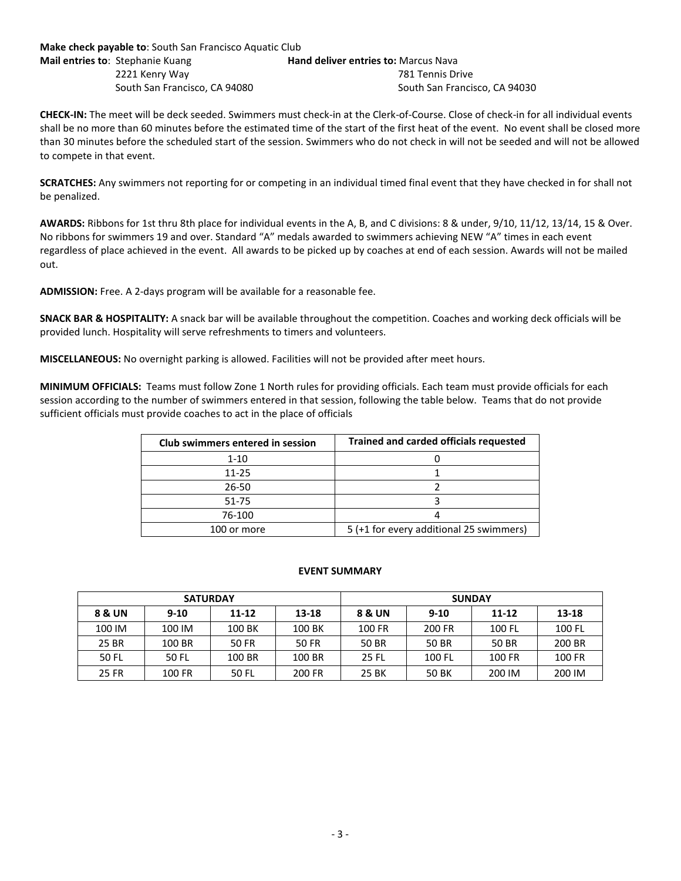**Make check payable to**: South San Francisco Aquatic Club

**Mail entries to**: Stephanie Kuang
2221 Kenry Way
South San Francisco, CA 94080

**Hand deliver entries to:** Marcus Nava
781 Tennis Drive
South San Francisco, CA 94030

**CHECK-IN:** The meet will be deck seeded. Swimmers must check-in at the Clerk-of-Course. Close of check-in for all individual events shall be no more than 60 minutes before the estimated time of the start of the first heat of the event. No event shall be closed more than 30 minutes before the scheduled start of the session. Swimmers who do not check in will not be seeded and will not be allowed to compete in that event.

**SCRATCHES:** Any swimmers not reporting for or competing in an individual timed final event that they have checked in for shall not be penalized.

**AWARDS:** Ribbons for 1st thru 8th place for individual events in the A, B, and C divisions: 8 & under, 9/10, 11/12, 13/14, 15 & Over. No ribbons for swimmers 19 and over. Standard "A" medals awarded to swimmers achieving NEW "A" times in each event regardless of place achieved in the event. All awards to be picked up by coaches at end of each session. Awards will not be mailed out.

**ADMISSION:** Free. A 2-days program will be available for a reasonable fee.

**SNACK BAR & HOSPITALITY:** A snack bar will be available throughout the competition. Coaches and working deck officials will be provided lunch. Hospitality will serve refreshments to timers and volunteers.

**MISCELLANEOUS:** No overnight parking is allowed. Facilities will not be provided after meet hours.

**MINIMUM OFFICIALS:** Teams must follow Zone 1 North rules for providing officials. Each team must provide officials for each session according to the number of swimmers entered in that session, following the table below. Teams that do not provide sufficient officials must provide coaches to act in the place of officials

| Club swimmers entered in session | Trained and carded officials requested |
|---|---|
| 1-10 | 0 |
| 11-25 | 1 |
| 26-50 | 2 |
| 51-75 | 3 |
| 76-100 | 4 |
| 100 or more | 5 (+1 for every additional 25 swimmers) |

**EVENT SUMMARY**

| SATURDAY | | | | SUNDAY | | | |
|---|---|---|---|---|---|---|---|
| **8 & UN** | **9-10** | **11-12** | **13-18** | **8 & UN** | **9-10** | **11-12** | **13-18** |
| 100 IM | 100 IM | 100 BK | 100 BK | 100 FR | 200 FR | 100 FL | 100 FL |
| 25 BR | 100 BR | 50 FR | 50 FR | 50 BR | 50 BR | 50 BR | 200 BR |
| 50 FL | 50 FL | 100 BR | 100 BR | 25 FL | 100 FL | 100 FR | 100 FR |
| 25 FR | 100 FR | 50 FL | 200 FR | 25 BK | 50 BK | 200 IM | 200 IM |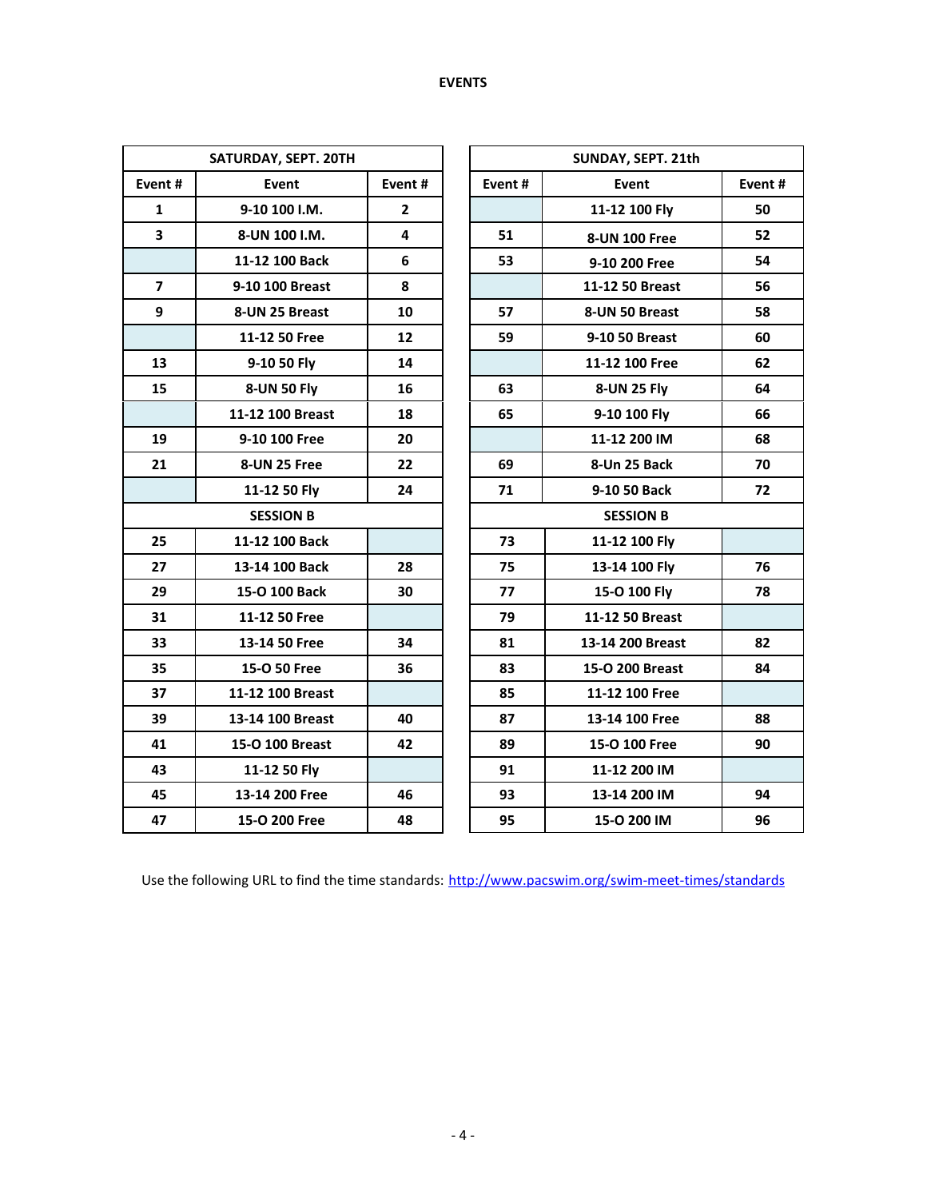# EVENTS

| SATURDAY, SEPT. 20TH | | |
|---|---|---|
| Event # | Event | Event # |
| 1 | 9-10 100 I.M. | 2 |
| 3 | 8-UN 100 I.M. | 4 |
| | 11-12 100 Back | 6 |
| 7 | 9-10 100 Breast | 8 |
| 9 | 8-UN 25 Breast | 10 |
| | 11-12 50 Free | 12 |
| 13 | 9-10 50 Fly | 14 |
| 15 | 8-UN 50 Fly | 16 |
| | 11-12 100 Breast | 18 |
| 19 | 9-10 100 Free | 20 |
| 21 | 8-UN 25 Free | 22 |
| | 11-12 50 Fly | 24 |
| SESSION B | | |
| 25 | 11-12 100 Back | |
| 27 | 13-14 100 Back | 28 |
| 29 | 15-O 100 Back | 30 |
| 31 | 11-12 50 Free | |
| 33 | 13-14 50 Free | 34 |
| 35 | 15-O 50 Free | 36 |
| 37 | 11-12 100 Breast | |
| 39 | 13-14 100 Breast | 40 |
| 41 | 15-O 100 Breast | 42 |
| 43 | 11-12 50 Fly | |
| 45 | 13-14 200 Free | 46 |
| 47 | 15-O 200 Free | 48 |

| SUNDAY, SEPT. 21th | | |
|---|---|---|
| Event # | Event | Event # |
| | 11-12 100 Fly | 50 |
| 51 | 8-UN 100 Free | 52 |
| 53 | 9-10 200 Free | 54 |
| | 11-12 50 Breast | 56 |
| 57 | 8-UN 50 Breast | 58 |
| 59 | 9-10 50 Breast | 60 |
| | 11-12 100 Free | 62 |
| 63 | 8-UN 25 Fly | 64 |
| 65 | 9-10 100 Fly | 66 |
| | 11-12 200 IM | 68 |
| 69 | 8-Un 25 Back | 70 |
| 71 | 9-10 50 Back | 72 |
| SESSION B | | |
| 73 | 11-12 100 Fly | |
| 75 | 13-14 100 Fly | 76 |
| 77 | 15-O 100 Fly | 78 |
| 79 | 11-12 50 Breast | |
| 81 | 13-14 200 Breast | 82 |
| 83 | 15-O 200 Breast | 84 |
| 85 | 11-12 100 Free | |
| 87 | 13-14 100 Free | 88 |
| 89 | 15-O 100 Free | 90 |
| 91 | 11-12 200 IM | |
| 93 | 13-14 200 IM | 94 |
| 95 | 15-O 200 IM | 96 |

Use the following URL to find the time standards: http://www.pacswim.org/swim-meet-times/standards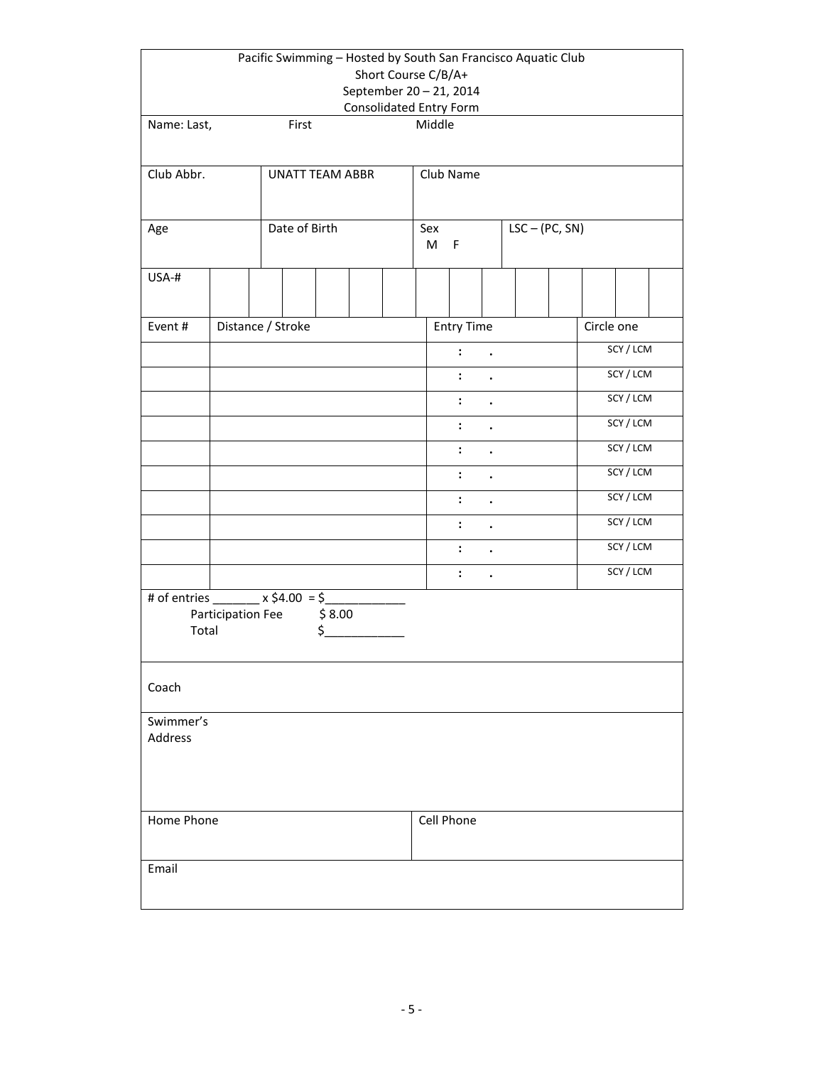Pacific Swimming – Hosted by South San Francisco Aquatic Club
Short Course C/B/A+
September 20 – 21, 2014
Consolidated Entry Form

| | | | | |
|---|---|---|---|---|
| Name: Last, | First | | Middle | |
| Club Abbr. | UNATT TEAM ABBR | | Club Name | |
| Age | Date of Birth | | Sex M F | LSC – (PC, SN) |
| USA-# | | | | |

| Event # | Distance / Stroke | Entry Time | Circle one |
|---|---|---|---|
| | | : . | SCY / LCM |
| | | : . | SCY / LCM |
| | | : . | SCY / LCM |
| | | : . | SCY / LCM |
| | | : . | SCY / LCM |
| | | : . | SCY / LCM |
| | | : . | SCY / LCM |
| | | : . | SCY / LCM |
| | | : . | SCY / LCM |
| | | : . | SCY / LCM |

# of entries _______ x $4.00 = $____________
Participation Fee $ 8.00
Total $____________

| | |
|---|---|
| Coach | |
| Swimmer's Address | |
| Home Phone | Cell Phone |
| Email | |